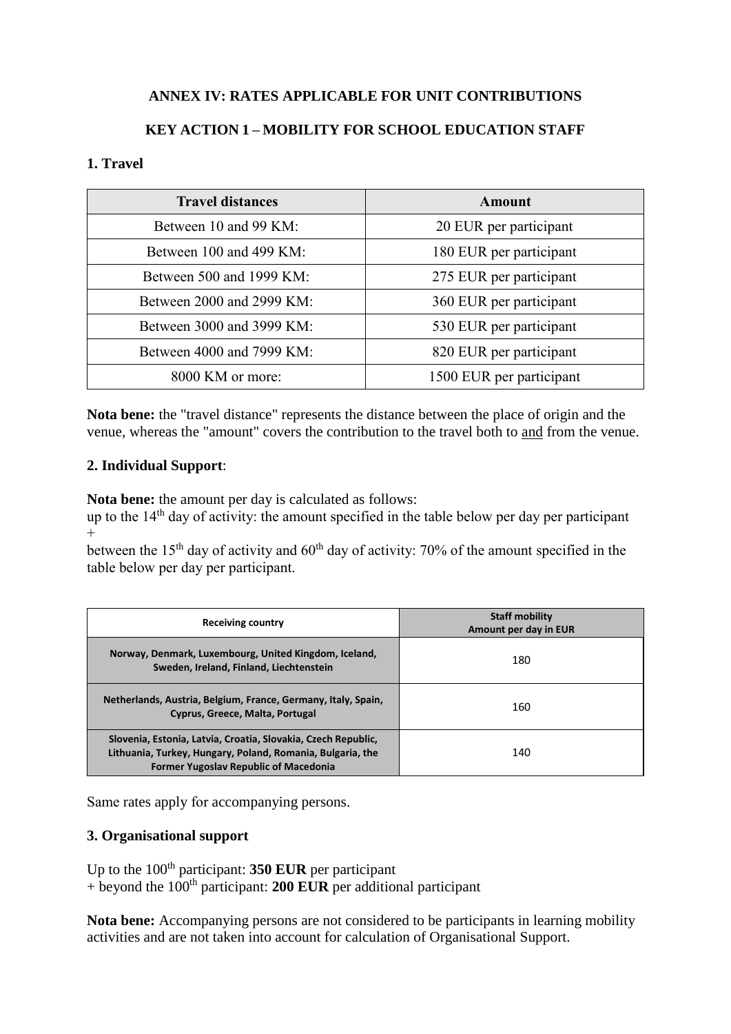## ANNEX IV: RATES APPLICABLE FOR UNIT CONTRIBUTIONS

## KEY ACTION 1 – MOBILITY FOR SCHOOL EDUCATION STAFF

### 1. Travel

| Travel distances | Amount |
|---|---|
| Between 10 and 99 KM: | 20 EUR per participant |
| Between 100 and 499 KM: | 180 EUR per participant |
| Between 500 and 1999 KM: | 275 EUR per participant |
| Between 2000 and 2999 KM: | 360 EUR per participant |
| Between 3000 and 3999 KM: | 530 EUR per participant |
| Between 4000 and 7999 KM: | 820 EUR per participant |
| 8000 KM or more: | 1500 EUR per participant |

**Nota bene:** the "travel distance" represents the distance between the place of origin and the venue, whereas the "amount" covers the contribution to the travel both to and from the venue.

### 2. Individual Support:

**Nota bene:** the amount per day is calculated as follows:
up to the 14th day of activity: the amount specified in the table below per day per participant
+
between the 15th day of activity and 60th day of activity: 70% of the amount specified in the table below per day per participant.

| Receiving country | Staff mobility Amount per day in EUR |
|---|---|
| Norway, Denmark, Luxembourg, United Kingdom, Iceland, Sweden, Ireland, Finland, Liechtenstein | 180 |
| Netherlands, Austria, Belgium, France, Germany, Italy, Spain, Cyprus, Greece, Malta, Portugal | 160 |
| Slovenia, Estonia, Latvia, Croatia, Slovakia, Czech Republic, Lithuania, Turkey, Hungary, Poland, Romania, Bulgaria, the Former Yugoslav Republic of Macedonia | 140 |

Same rates apply for accompanying persons.

### 3. Organisational support

Up to the 100th participant: **350 EUR** per participant
+ beyond the 100th participant: **200 EUR** per additional participant

**Nota bene:** Accompanying persons are not considered to be participants in learning mobility activities and are not taken into account for calculation of Organisational Support.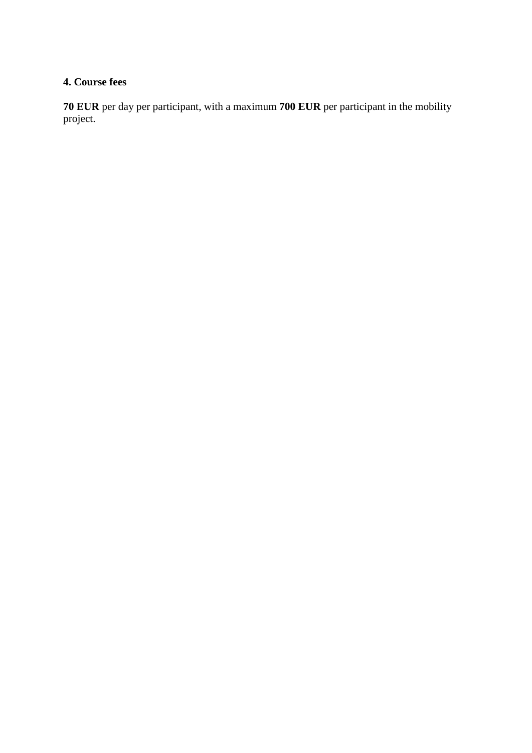**4. Course fees**

**70 EUR** per day per participant, with a maximum **700 EUR** per participant in the mobility project.